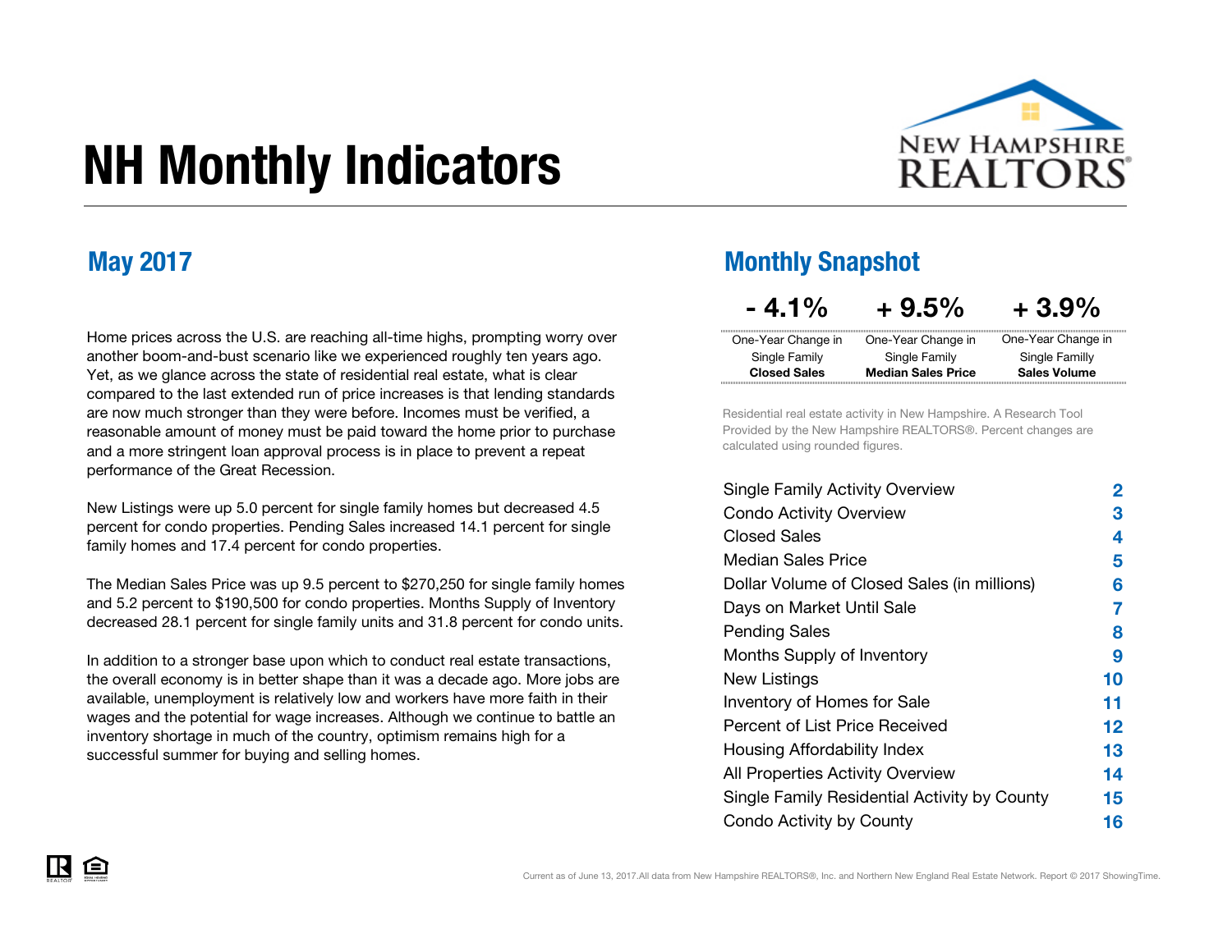# NH Monthly Indicators

New Hampshire REALTORS®

## May 2017

Home prices across the U.S. are reaching all-time highs, prompting worry over another boom-and-bust scenario like we experienced roughly ten years ago. Yet, as we glance across the state of residential real estate, what is clear compared to the last extended run of price increases is that lending standards are now much stronger than they were before. Incomes must be verified, a reasonable amount of money must be paid toward the home prior to purchase and a more stringent loan approval process is in place to prevent a repeat performance of the Great Recession.

New Listings were up 5.0 percent for single family homes but decreased 4.5 percent for condo properties. Pending Sales increased 14.1 percent for single family homes and 17.4 percent for condo properties.

The Median Sales Price was up 9.5 percent to $270,250 for single family homes and 5.2 percent to $190,500 for condo properties. Months Supply of Inventory decreased 28.1 percent for single family units and 31.8 percent for condo units.

In addition to a stronger base upon which to conduct real estate transactions, the overall economy is in better shape than it was a decade ago. More jobs are available, unemployment is relatively low and workers have more faith in their wages and the potential for wage increases. Although we continue to battle an inventory shortage in much of the country, optimism remains high for a successful summer for buying and selling homes.

## Monthly Snapshot

| - 4.1% | + 9.5% | + 3.9% |
| --- | --- | --- |
| One-Year Change in Single Family **Closed Sales** | One-Year Change in Single Family **Median Sales Price** | One-Year Change in Single Familly **Sales Volume** |

Residential real estate activity in New Hampshire. A Research Tool Provided by the New Hampshire REALTORS®. Percent changes are calculated using rounded figures.

| | |
| --- | --- |
| Single Family Activity Overview | 2 |
| Condo Activity Overview | 3 |
| Closed Sales | 4 |
| Median Sales Price | 5 |
| Dollar Volume of Closed Sales (in millions) | 6 |
| Days on Market Until Sale | 7 |
| Pending Sales | 8 |
| Months Supply of Inventory | 9 |
| New Listings | 10 |
| Inventory of Homes for Sale | 11 |
| Percent of List Price Received | 12 |
| Housing Affordability Index | 13 |
| All Properties Activity Overview | 14 |
| Single Family Residential Activity by County | 15 |
| Condo Activity by County | 16 |

Current as of June 13, 2017.All data from New Hampshire REALTORS®, Inc. and Northern New England Real Estate Network. Report © 2017 ShowingTime.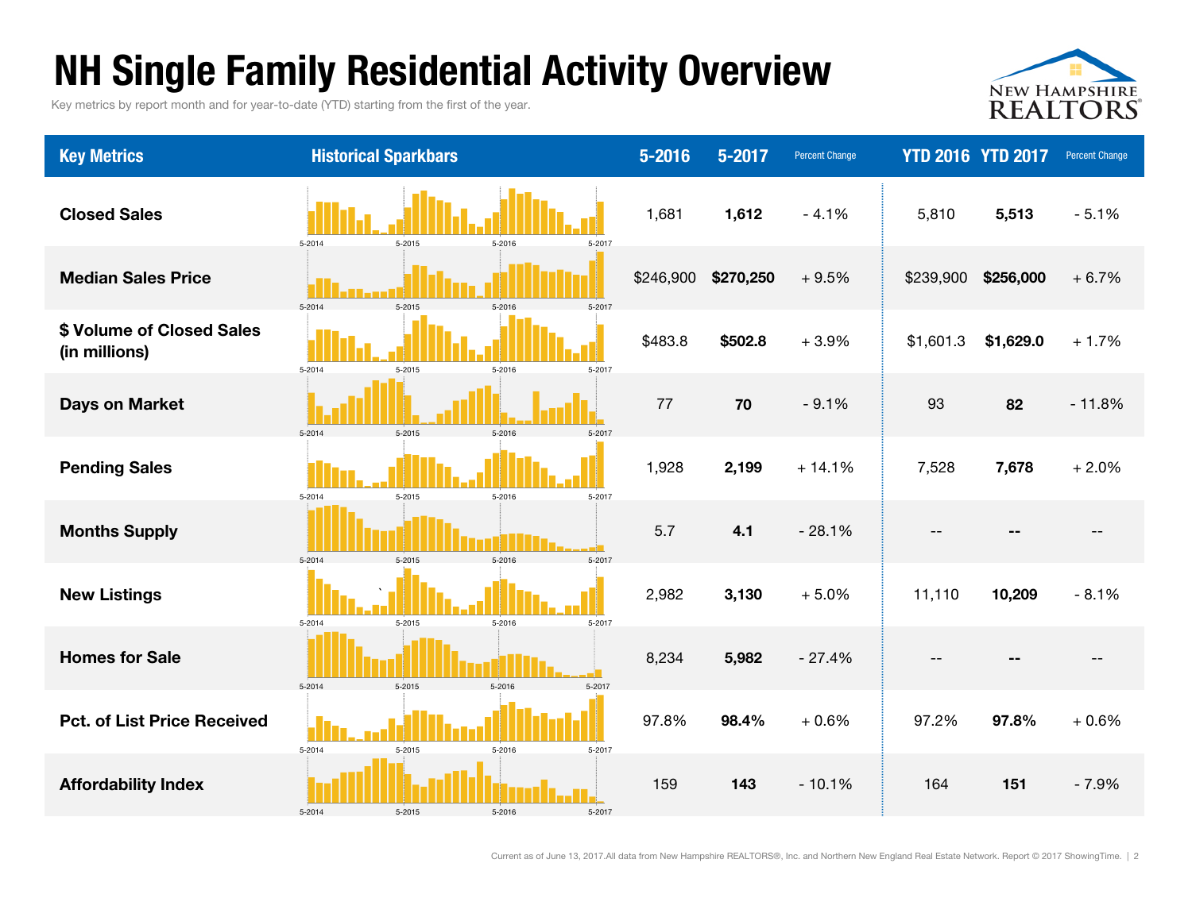# NH Single Family Residential Activity Overview

Key metrics by report month and for year-to-date (YTD) starting from the first of the year.

| Key Metrics | Historical Sparkbars | 5-2016 | 5-2017 | Percent Change | YTD 2016 | YTD 2017 | Percent Change |
|---|---|---|---|---|---|---|---|
| Closed Sales | 5-2014 5-2015 5-2016 5-2017 | 1,681 | **1,612** | - 4.1% | 5,810 | **5,513** | - 5.1% |
| Median Sales Price | 5-2014 5-2015 5-2016 5-2017 | $246,900 | **$270,250** | + 9.5% | $239,900 | **$256,000** | + 6.7% |
| $ Volume of Closed Sales (in millions) | 5-2014 5-2015 5-2016 5-2017 | $483.8 | **$502.8** | + 3.9% | $1,601.3 | **$1,629.0** | + 1.7% |
| Days on Market | 5-2014 5-2015 5-2016 5-2017 | 77 | **70** | - 9.1% | 93 | **82** | - 11.8% |
| Pending Sales | 5-2014 5-2015 5-2016 5-2017 | 1,928 | **2,199** | + 14.1% | 7,528 | **7,678** | + 2.0% |
| Months Supply | 5-2014 5-2015 5-2016 5-2017 | 5.7 | **4.1** | - 28.1% | -- | **--** | -- |
| New Listings | 5-2014 5-2015 5-2016 5-2017 | 2,982 | **3,130** | + 5.0% | 11,110 | **10,209** | - 8.1% |
| Homes for Sale | 5-2014 5-2015 5-2016 5-2017 | 8,234 | **5,982** | - 27.4% | -- | **--** | -- |
| Pct. of List Price Received | 5-2014 5-2015 5-2016 5-2017 | 97.8% | **98.4%** | + 0.6% | 97.2% | **97.8%** | + 0.6% |
| Affordability Index | 5-2014 5-2015 5-2016 5-2017 | 159 | **143** | - 10.1% | 164 | **151** | - 7.9% |

Current as of June 13, 2017. All data from New Hampshire REALTORS®, Inc. and Northern New England Real Estate Network. Report © 2017 ShowingTime.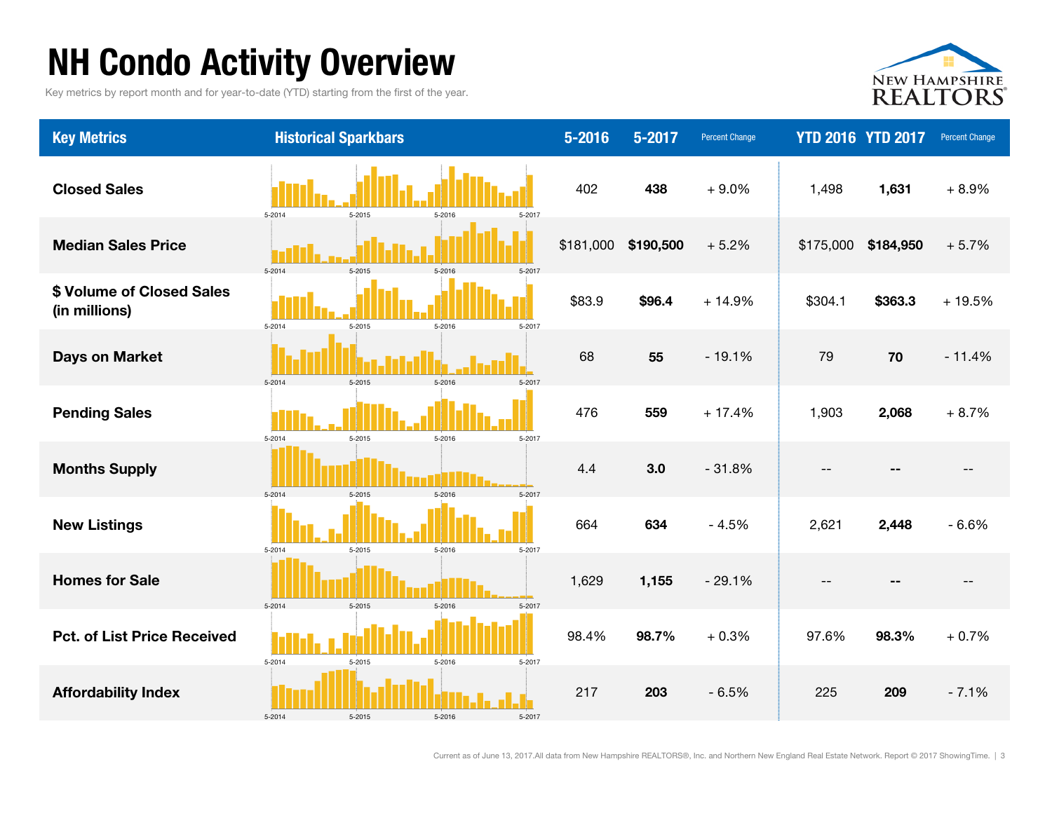# NH Condo Activity Overview

Key metrics by report month and for year-to-date (YTD) starting from the first of the year.

| Key Metrics | Historical Sparkbars | 5-2016 | 5-2017 | Percent Change | YTD 2016 | YTD 2017 | Percent Change |
|---|---|---|---|---|---|---|---|
| Closed Sales | 5-2014 5-2015 5-2016 5-2017 | 402 | **438** | + 9.0% | 1,498 | **1,631** | + 8.9% |
| Median Sales Price | 5-2014 5-2015 5-2016 5-2017 | $181,000 | **$190,500** | + 5.2% | $175,000 | **$184,950** | + 5.7% |
| $ Volume of Closed Sales (in millions) | 5-2014 5-2015 5-2016 5-2017 | $83.9 | **$96.4** | + 14.9% | $304.1 | **$363.3** | + 19.5% |
| Days on Market | 5-2014 5-2015 5-2016 5-2017 | 68 | **55** | - 19.1% | 79 | **70** | - 11.4% |
| Pending Sales | 5-2014 5-2015 5-2016 5-2017 | 476 | **559** | + 17.4% | 1,903 | **2,068** | + 8.7% |
| Months Supply | 5-2014 5-2015 5-2016 5-2017 | 4.4 | **3.0** | - 31.8% | -- | **--** | -- |
| New Listings | 5-2014 5-2015 5-2016 5-2017 | 664 | **634** | - 4.5% | 2,621 | **2,448** | - 6.6% |
| Homes for Sale | 5-2014 5-2015 5-2016 5-2017 | 1,629 | **1,155** | - 29.1% | -- | **--** | -- |
| Pct. of List Price Received | 5-2014 5-2015 5-2016 5-2017 | 98.4% | **98.7%** | + 0.3% | 97.6% | **98.3%** | + 0.7% |
| Affordability Index | 5-2014 5-2015 5-2016 5-2017 | 217 | **203** | - 6.5% | 225 | **209** | - 7.1% |

Current as of June 13, 2017. All data from New Hampshire REALTORS®, Inc. and Northern New England Real Estate Network. Report © 2017 ShowingTime.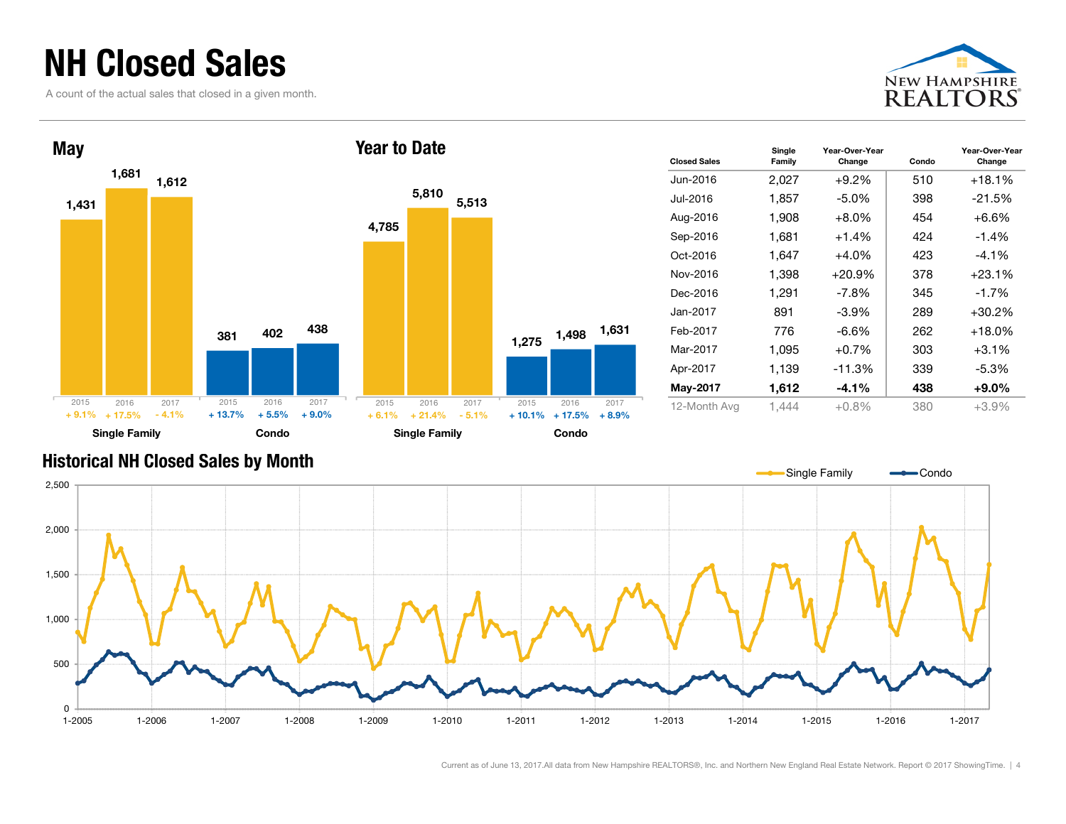# NH Closed Sales

A count of the actual sales that closed in a given month.

## May

| | 2015 | 2016 | 2017 |
|---|---|---|---|
| Single Family | 1,431 | 1,681 | 1,612 |
| Change | + 9.1% | + 17.5% | - 4.1% |
| Condo | 381 | 402 | 438 |
| Change | + 13.7% | + 5.5% | + 9.0% |

## Year to Date

| | 2015 | 2016 | 2017 |
|---|---|---|---|
| Single Family | 4,785 | 5,810 | 5,513 |
| Change | + 6.1% | + 21.4% | - 5.1% |
| Condo | 1,275 | 1,498 | 1,631 |
| Change | + 10.1% | + 17.5% | + 8.9% |

| Closed Sales | Single Family | Year-Over-Year Change | Condo | Year-Over-Year Change |
|---|---|---|---|---|
| Jun-2016 | 2,027 | +9.2% | 510 | +18.1% |
| Jul-2016 | 1,857 | -5.0% | 398 | -21.5% |
| Aug-2016 | 1,908 | +8.0% | 454 | +6.6% |
| Sep-2016 | 1,681 | +1.4% | 424 | -1.4% |
| Oct-2016 | 1,647 | +4.0% | 423 | -4.1% |
| Nov-2016 | 1,398 | +20.9% | 378 | +23.1% |
| Dec-2016 | 1,291 | -7.8% | 345 | -1.7% |
| Jan-2017 | 891 | -3.9% | 289 | +30.2% |
| Feb-2017 | 776 | -6.6% | 262 | +18.0% |
| Mar-2017 | 1,095 | +0.7% | 303 | +3.1% |
| Apr-2017 | 1,139 | -11.3% | 339 | -5.3% |
| **May-2017** | **1,612** | **-4.1%** | **438** | **+9.0%** |
| 12-Month Avg | 1,444 | +0.8% | 380 | +3.9% |

## Historical NH Closed Sales by Month

Current as of June 13, 2017. All data from New Hampshire REALTORS®, Inc. and Northern New England Real Estate Network. Report © 2017 ShowingTime.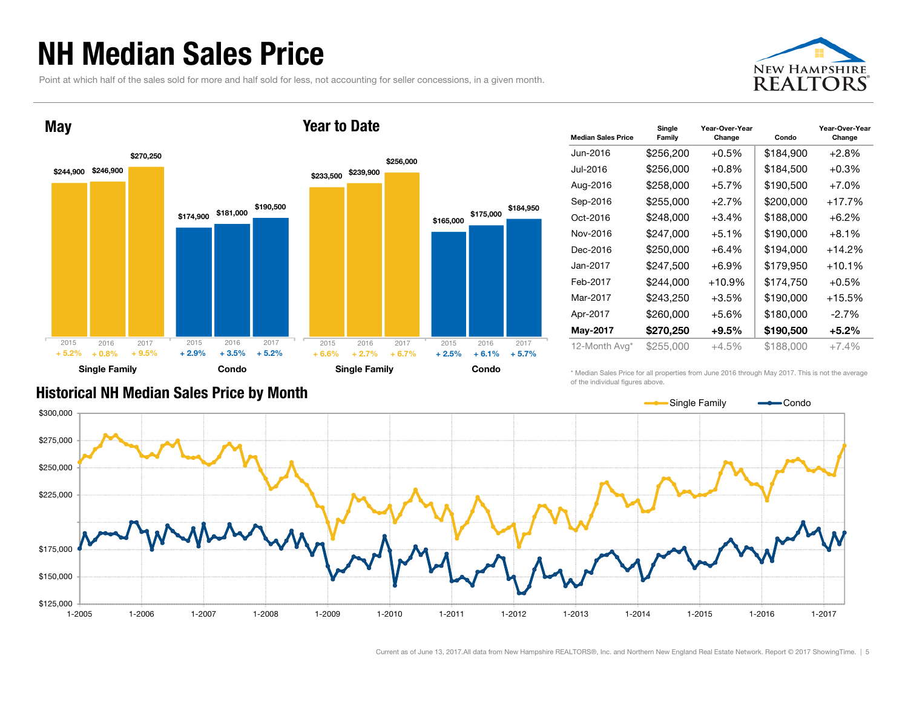# NH Median Sales Price

Point at which half of the sales sold for more and half sold for less, not accounting for seller concessions, in a given month.

## May

| | 2015 | 2016 | 2017 |
|---|---|---|---|
| Single Family | $244,900 | $246,900 | $270,250 |
| Change | + 5.2% | + 0.8% | + 9.5% |
| Condo | $174,900 | $181,000 | $190,500 |
| Change | + 2.9% | + 3.5% | + 5.2% |

## Year to Date

| | 2015 | 2016 | 2017 |
|---|---|---|---|
| Single Family | $233,500 | $239,900 | $256,000 |
| Change | + 6.6% | + 2.7% | + 6.7% |
| Condo | $165,000 | $175,000 | $184,950 |
| Change | + 2.5% | + 6.1% | + 5.7% |

| Median Sales Price | Single Family | Year-Over-Year Change | Condo | Year-Over-Year Change |
|---|---|---|---|---|
| Jun-2016 | $256,200 | +0.5% | $184,900 | +2.8% |
| Jul-2016 | $256,000 | +0.8% | $184,500 | +0.3% |
| Aug-2016 | $258,000 | +5.7% | $190,500 | +7.0% |
| Sep-2016 | $255,000 | +2.7% | $200,000 | +17.7% |
| Oct-2016 | $248,000 | +3.4% | $188,000 | +6.2% |
| Nov-2016 | $247,000 | +5.1% | $190,000 | +8.1% |
| Dec-2016 | $250,000 | +6.4% | $194,000 | +14.2% |
| Jan-2017 | $247,500 | +6.9% | $179,950 | +10.1% |
| Feb-2017 | $244,000 | +10.9% | $174,750 | +0.5% |
| Mar-2017 | $243,250 | +3.5% | $190,000 | +15.5% |
| Apr-2017 | $260,000 | +5.6% | $180,000 | -2.7% |
| **May-2017** | **$270,250** | **+9.5%** | **$190,500** | **+5.2%** |
| 12-Month Avg* | $255,000 | +4.5% | $188,000 | +7.4% |

\* Median Sales Price for all properties from June 2016 through May 2017. This is not the average of the individual figures above.

## Historical NH Median Sales Price by Month

Single Family — Condo

Current as of June 13, 2017. All data from New Hampshire REALTORS®, Inc. and Northern New England Real Estate Network. Report © 2017 ShowingTime.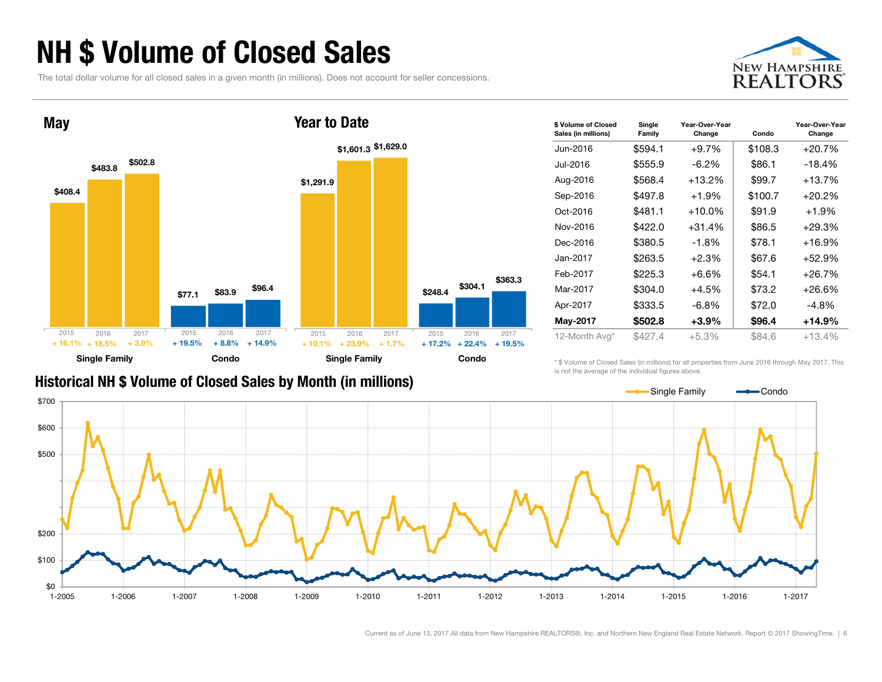# NH $ Volume of Closed Sales

The total dollar volume for all closed sales in a given month (in millions). Does not account for seller concessions.

## May

| | 2015 | 2016 | 2017 |
|---|---|---|---|
| Single Family | $408.4 | $483.8 | $502.8 |
| Change | + 16.1% | + 18.5% | + 3.9% |
| Condo | $77.1 | $83.9 | $96.4 |
| Change | + 19.5% | + 8.8% | + 14.9% |

## Year to Date

| | 2015 | 2016 | 2017 |
|---|---|---|---|
| Single Family | $1,291.9 | $1,601.3 | $1,629.0 |
| Change | + 10.1% | + 23.9% | + 1.7% |
| Condo | $248.4 | $304.1 | $363.3 |
| Change | + 17.2% | + 22.4% | + 19.5% |

| $ Volume of Closed Sales (in millions) | Single Family | Year-Over-Year Change | Condo | Year-Over-Year Change |
|---|---|---|---|---|
| Jun-2016 | $594.1 | +9.7% | $108.3 | +20.7% |
| Jul-2016 | $555.9 | -6.2% | $86.1 | -18.4% |
| Aug-2016 | $568.4 | +13.2% | $99.7 | +13.7% |
| Sep-2016 | $497.8 | +1.9% | $100.7 | +20.2% |
| Oct-2016 | $481.1 | +10.0% | $91.9 | +1.9% |
| Nov-2016 | $422.0 | +31.4% | $86.5 | +29.3% |
| Dec-2016 | $380.5 | -1.8% | $78.1 | +16.9% |
| Jan-2017 | $263.5 | +2.3% | $67.6 | +52.9% |
| Feb-2017 | $225.3 | +6.6% | $54.1 | +26.7% |
| Mar-2017 | $304.0 | +4.5% | $73.2 | +26.6% |
| Apr-2017 | $333.5 | -6.8% | $72.0 | -4.8% |
| **May-2017** | **$502.8** | **+3.9%** | **$96.4** | **+14.9%** |
| 12-Month Avg* | $427.4 | +5.3% | $84.6 | +13.4% |

\* $ Volume of Closed Sales (in millions) for all properties from June 2016 through May 2017. This is not the average of the individual figures above.

## Historical NH $ Volume of Closed Sales by Month (in millions)

Current as of June 13, 2017. All data from New Hampshire REALTORS®, Inc. and Northern New England Real Estate Network. Report © 2017 ShowingTime.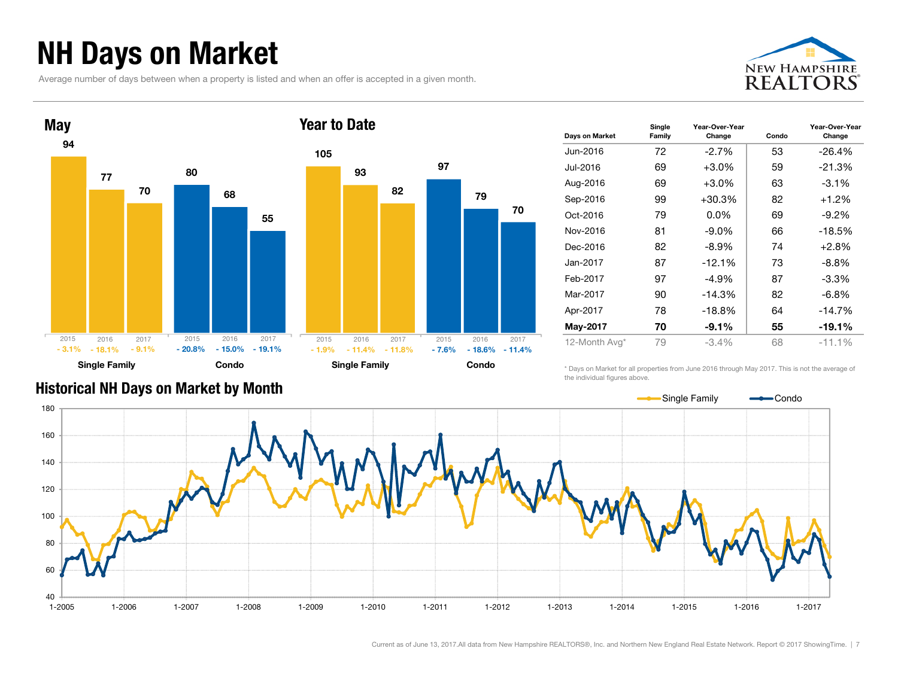# NH Days on Market

Average number of days between when a property is listed and when an offer is accepted in a given month.

## May

| | 2015 | 2016 | 2017 |
|---|---|---|---|
| Single Family | 94 | 77 | 70 |
| Change | - 3.1% | - 18.1% | - 9.1% |
| Condo | 80 | 68 | 55 |
| Change | - 20.8% | - 15.0% | - 19.1% |

## Year to Date

| | 2015 | 2016 | 2017 |
|---|---|---|---|
| Single Family | 105 | 93 | 82 |
| Change | - 1.9% | - 11.4% | - 11.8% |
| Condo | 97 | 79 | 70 |
| Change | - 7.6% | - 18.6% | - 11.4% |

| Days on Market | Single Family | Year-Over-Year Change | Condo | Year-Over-Year Change |
|---|---|---|---|---|
| Jun-2016 | 72 | -2.7% | 53 | -26.4% |
| Jul-2016 | 69 | +3.0% | 59 | -21.3% |
| Aug-2016 | 69 | +3.0% | 63 | -3.1% |
| Sep-2016 | 99 | +30.3% | 82 | +1.2% |
| Oct-2016 | 79 | 0.0% | 69 | -9.2% |
| Nov-2016 | 81 | -9.0% | 66 | -18.5% |
| Dec-2016 | 82 | -8.9% | 74 | +2.8% |
| Jan-2017 | 87 | -12.1% | 73 | -8.8% |
| Feb-2017 | 97 | -4.9% | 87 | -3.3% |
| Mar-2017 | 90 | -14.3% | 82 | -6.8% |
| Apr-2017 | 78 | -18.8% | 64 | -14.7% |
| **May-2017** | **70** | **-9.1%** | **55** | **-19.1%** |
| 12-Month Avg* | 79 | -3.4% | 68 | -11.1% |

* Days on Market for all properties from June 2016 through May 2017. This is not the average of the individual figures above.

## Historical NH Days on Market by Month

Current as of June 13, 2017.All data from New Hampshire REALTORS®, Inc. and Northern New England Real Estate Network. Report © 2017 ShowingTime.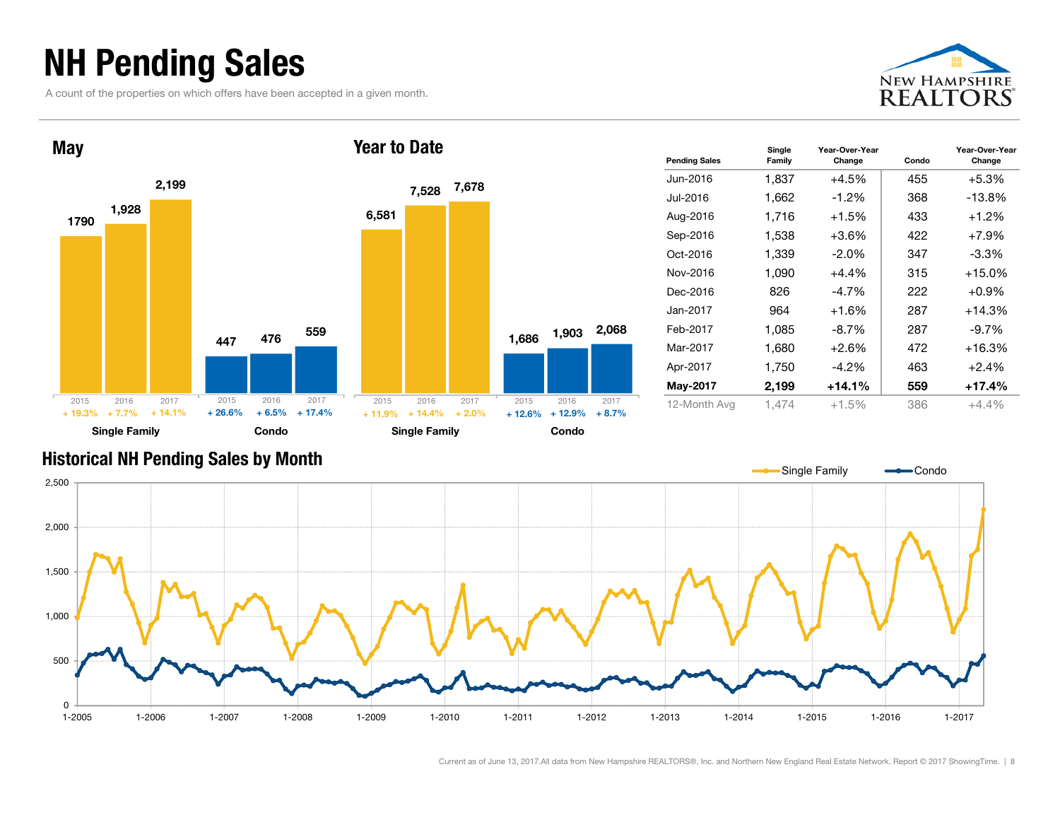# NH Pending Sales

A count of the properties on which offers have been accepted in a given month.

## May

| | 2015 | 2016 | 2017 |
|---|---|---|---|
| Single Family | 1790 | 1,928 | 2,199 |
| | + 19.3% | + 7.7% | + 14.1% |
| Condo | 447 | 476 | 559 |
| | + 26.6% | + 6.5% | + 17.4% |

## Year to Date

| | 2015 | 2016 | 2017 |
|---|---|---|---|
| Single Family | 6,581 | 7,528 | 7,678 |
| | + 11.9% | + 14.4% | + 2.0% |
| Condo | 1,686 | 1,903 | 2,068 |
| | + 12.6% | + 12.9% | + 8.7% |

| Pending Sales | Single Family | Year-Over-Year Change | Condo | Year-Over-Year Change |
|---|---|---|---|---|
| Jun-2016 | 1,837 | +4.5% | 455 | +5.3% |
| Jul-2016 | 1,662 | -1.2% | 368 | -13.8% |
| Aug-2016 | 1,716 | +1.5% | 433 | +1.2% |
| Sep-2016 | 1,538 | +3.6% | 422 | +7.9% |
| Oct-2016 | 1,339 | -2.0% | 347 | -3.3% |
| Nov-2016 | 1,090 | +4.4% | 315 | +15.0% |
| Dec-2016 | 826 | -4.7% | 222 | +0.9% |
| Jan-2017 | 964 | +1.6% | 287 | +14.3% |
| Feb-2017 | 1,085 | -8.7% | 287 | -9.7% |
| Mar-2017 | 1,680 | +2.6% | 472 | +16.3% |
| Apr-2017 | 1,750 | -4.2% | 463 | +2.4% |
| **May-2017** | **2,199** | **+14.1%** | **559** | **+17.4%** |
| 12-Month Avg | 1,474 | +1.5% | 386 | +4.4% |

## Historical NH Pending Sales by Month

Single Family — Condo

Current as of June 13, 2017.All data from New Hampshire REALTORS®, Inc. and Northern New England Real Estate Network. Report © 2017 ShowingTime.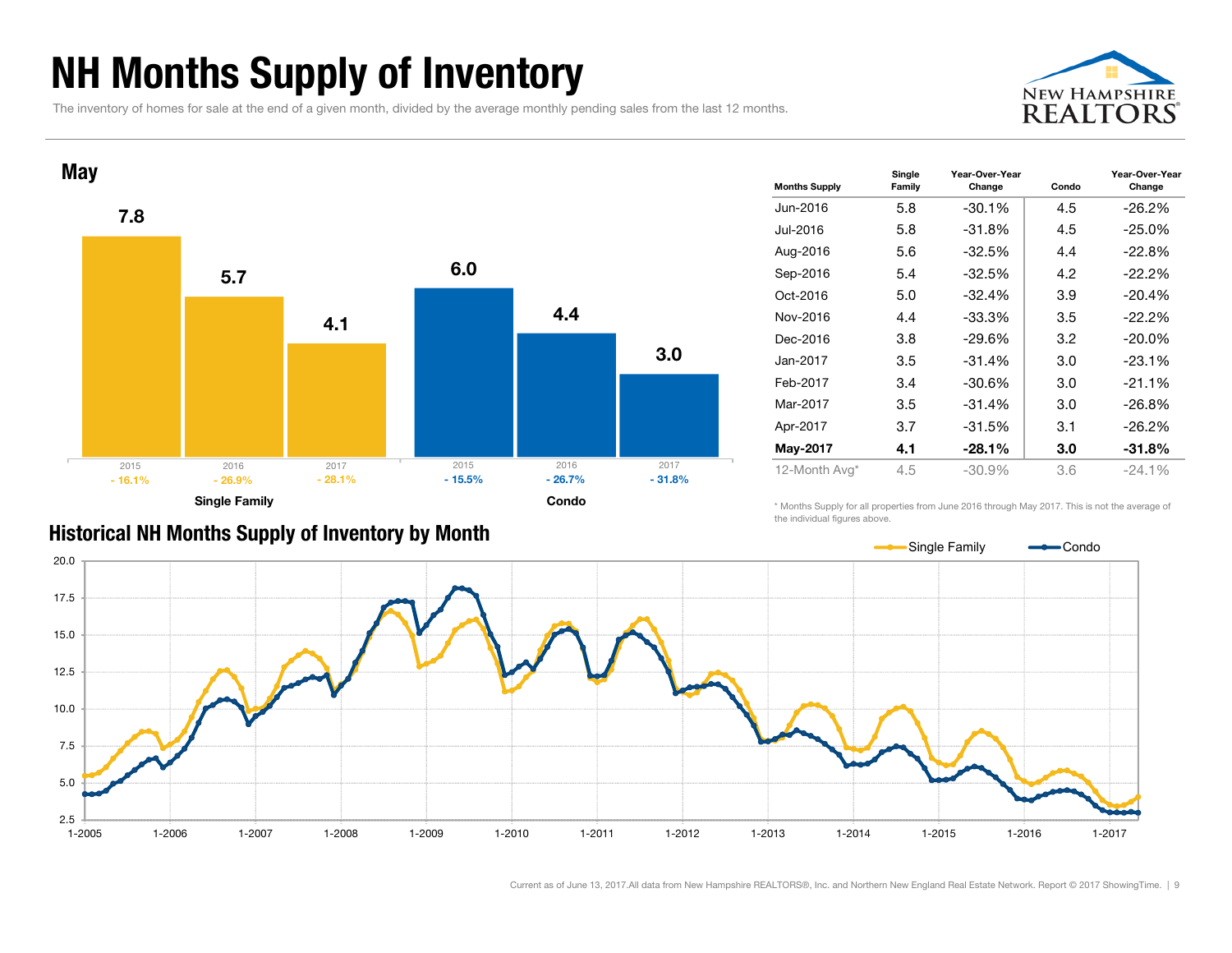# NH Months Supply of Inventory

The inventory of homes for sale at the end of a given month, divided by the average monthly pending sales from the last 12 months.

## May

**Single Family**

| Year | Months Supply | Change |
|---|---|---|
| 2015 | 7.8 | - 16.1% |
| 2016 | 5.7 | - 26.9% |
| 2017 | 4.1 | - 28.1% |

**Condo**

| Year | Months Supply | Change |
|---|---|---|
| 2015 | 6.0 | - 15.5% |
| 2016 | 4.4 | - 26.7% |
| 2017 | 3.0 | - 31.8% |

| Months Supply | Single Family | Year-Over-Year Change | Condo | Year-Over-Year Change |
|---|---|---|---|---|
| Jun-2016 | 5.8 | -30.1% | 4.5 | -26.2% |
| Jul-2016 | 5.8 | -31.8% | 4.5 | -25.0% |
| Aug-2016 | 5.6 | -32.5% | 4.4 | -22.8% |
| Sep-2016 | 5.4 | -32.5% | 4.2 | -22.2% |
| Oct-2016 | 5.0 | -32.4% | 3.9 | -20.4% |
| Nov-2016 | 4.4 | -33.3% | 3.5 | -22.2% |
| Dec-2016 | 3.8 | -29.6% | 3.2 | -20.0% |
| Jan-2017 | 3.5 | -31.4% | 3.0 | -23.1% |
| Feb-2017 | 3.4 | -30.6% | 3.0 | -21.1% |
| Mar-2017 | 3.5 | -31.4% | 3.0 | -26.8% |
| Apr-2017 | 3.7 | -31.5% | 3.1 | -26.2% |
| **May-2017** | **4.1** | **-28.1%** | **3.0** | **-31.8%** |
| 12-Month Avg* | 4.5 | -30.9% | 3.6 | -24.1% |

* Months Supply for all properties from June 2016 through May 2017. This is not the average of the individual figures above.

## Historical NH Months Supply of Inventory by Month

Single Family / Condo

Current as of June 13, 2017. All data from New Hampshire REALTORS®, Inc. and Northern New England Real Estate Network. Report © 2017 ShowingTime.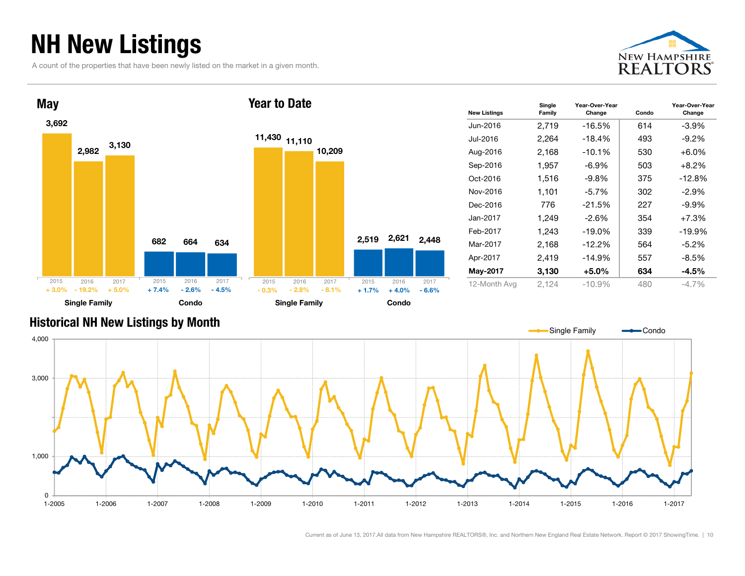# NH New Listings

A count of the properties that have been newly listed on the market in a given month.

## May

| | 2015 | 2016 | 2017 |
|---|---|---|---|
| Single Family | 3,692 | 2,982 | 3,130 |
| Change | + 3.0% | - 19.2% | + 5.0% |
| Condo | 682 | 664 | 634 |
| Change | + 7.4% | - 2.6% | - 4.5% |

## Year to Date

| | 2015 | 2016 | 2017 |
|---|---|---|---|
| Single Family | 11,430 | 11,110 | 10,209 |
| Change | - 0.3% | - 2.8% | - 8.1% |
| Condo | 2,519 | 2,621 | 2,448 |
| Change | + 1.7% | + 4.0% | - 6.6% |

| New Listings | Single Family | Year-Over-Year Change | Condo | Year-Over-Year Change |
|---|---|---|---|---|
| Jun-2016 | 2,719 | -16.5% | 614 | -3.9% |
| Jul-2016 | 2,264 | -18.4% | 493 | -9.2% |
| Aug-2016 | 2,168 | -10.1% | 530 | +6.0% |
| Sep-2016 | 1,957 | -6.9% | 503 | +8.2% |
| Oct-2016 | 1,516 | -9.8% | 375 | -12.8% |
| Nov-2016 | 1,101 | -5.7% | 302 | -2.9% |
| Dec-2016 | 776 | -21.5% | 227 | -9.9% |
| Jan-2017 | 1,249 | -2.6% | 354 | +7.3% |
| Feb-2017 | 1,243 | -19.0% | 339 | -19.9% |
| Mar-2017 | 2,168 | -12.2% | 564 | -5.2% |
| Apr-2017 | 2,419 | -14.9% | 557 | -8.5% |
| **May-2017** | **3,130** | **+5.0%** | **634** | **-4.5%** |
| 12-Month Avg | 2,124 | -10.9% | 480 | -4.7% |

## Historical NH New Listings by Month

Single Family — Condo

Current as of June 13, 2017. All data from New Hampshire REALTORS®, Inc. and Northern New England Real Estate Network. Report © 2017 ShowingTime.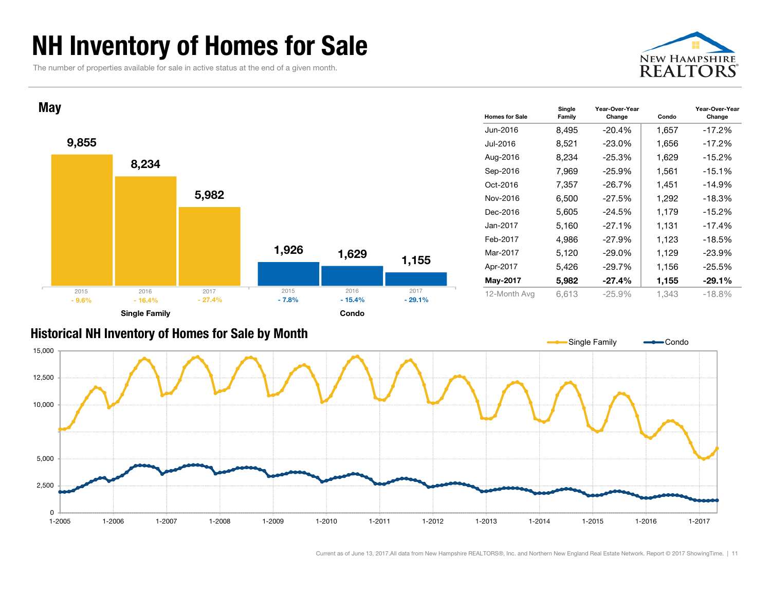# NH Inventory of Homes for Sale

The number of properties available for sale in active status at the end of a given month.

## May

| | 2015 | 2016 | 2017 |
|---|---|---|---|
| Single Family | 9,855 | 8,234 | 5,982 |
| Change | - 9.6% | - 16.4% | - 27.4% |
| Condo | 1,926 | 1,629 | 1,155 |
| Change | - 7.8% | - 15.4% | - 29.1% |

| Homes for Sale | Single Family | Year-Over-Year Change | Condo | Year-Over-Year Change |
|---|---|---|---|---|
| Jun-2016 | 8,495 | -20.4% | 1,657 | -17.2% |
| Jul-2016 | 8,521 | -23.0% | 1,656 | -17.2% |
| Aug-2016 | 8,234 | -25.3% | 1,629 | -15.2% |
| Sep-2016 | 7,969 | -25.9% | 1,561 | -15.1% |
| Oct-2016 | 7,357 | -26.7% | 1,451 | -14.9% |
| Nov-2016 | 6,500 | -27.5% | 1,292 | -18.3% |
| Dec-2016 | 5,605 | -24.5% | 1,179 | -15.2% |
| Jan-2017 | 5,160 | -27.1% | 1,131 | -17.4% |
| Feb-2017 | 4,986 | -27.9% | 1,123 | -18.5% |
| Mar-2017 | 5,120 | -29.0% | 1,129 | -23.9% |
| Apr-2017 | 5,426 | -29.7% | 1,156 | -25.5% |
| **May-2017** | **5,982** | **-27.4%** | **1,155** | **-29.1%** |
| 12-Month Avg | 6,613 | -25.9% | 1,343 | -18.8% |

## Historical NH Inventory of Homes for Sale by Month

Single Family — Condo

Current as of June 13, 2017. All data from New Hampshire REALTORS®, Inc. and Northern New England Real Estate Network. Report © 2017 ShowingTime.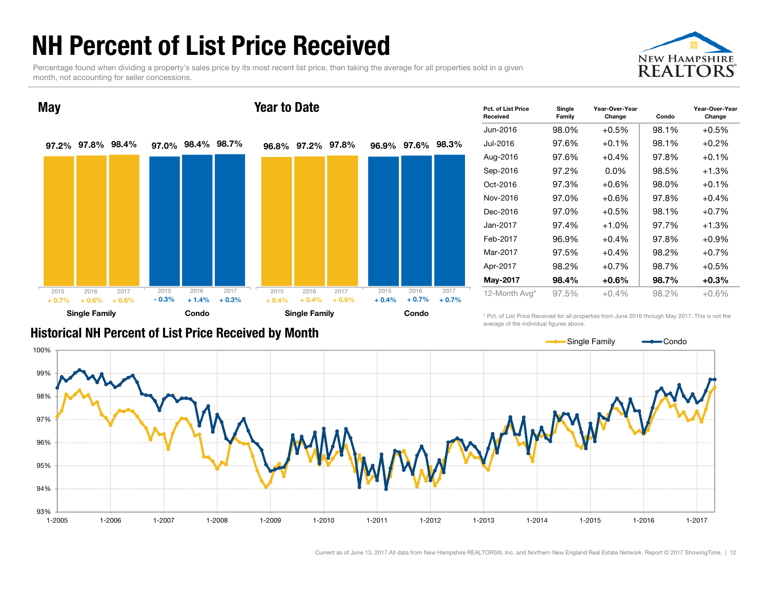# NH Percent of List Price Received

Percentage found when dividing a property's sales price by its most recent list price, then taking the average for all properties sold in a given month, not accounting for seller concessions.

## May

| | 2015 | 2016 | 2017 |
|---|---|---|---|
| Single Family | 97.2% | 97.8% | 98.4% |
| Change | + 0.7% | + 0.6% | + 0.6% |
| Condo | 97.0% | 98.4% | 98.7% |
| Change | - 0.3% | + 1.4% | + 0.3% |

## Year to Date

| | 2015 | 2016 | 2017 |
|---|---|---|---|
| Single Family | 96.8% | 97.2% | 97.8% |
| Change | + 0.4% | + 0.4% | + 0.6% |
| Condo | 96.9% | 97.6% | 98.3% |
| Change | + 0.4% | + 0.7% | + 0.7% |

| Pct. of List Price Received | Single Family | Year-Over-Year Change | Condo | Year-Over-Year Change |
|---|---|---|---|---|
| Jun-2016 | 98.0% | +0.5% | 98.1% | +0.5% |
| Jul-2016 | 97.6% | +0.1% | 98.1% | +0.2% |
| Aug-2016 | 97.6% | +0.4% | 97.8% | +0.1% |
| Sep-2016 | 97.2% | 0.0% | 98.5% | +1.3% |
| Oct-2016 | 97.3% | +0.6% | 98.0% | +0.1% |
| Nov-2016 | 97.0% | +0.6% | 97.8% | +0.4% |
| Dec-2016 | 97.0% | +0.5% | 98.1% | +0.7% |
| Jan-2017 | 97.4% | +1.0% | 97.7% | +1.3% |
| Feb-2017 | 96.9% | +0.4% | 97.8% | +0.9% |
| Mar-2017 | 97.5% | +0.4% | 98.2% | +0.7% |
| Apr-2017 | 98.2% | +0.7% | 98.7% | +0.5% |
| **May-2017** | **98.4%** | **+0.6%** | **98.7%** | **+0.3%** |
| 12-Month Avg* | 97.5% | +0.4% | 98.2% | +0.6% |

\* Pct. of List Price Received for all properties from June 2016 through May 2017. This is not the average of the individual figures above.

## Historical NH Percent of List Price Received by Month

Single Family — Condo

Current as of June 13, 2017. All data from New Hampshire REALTORS®, Inc. and Northern New England Real Estate Network. Report © 2017 ShowingTime.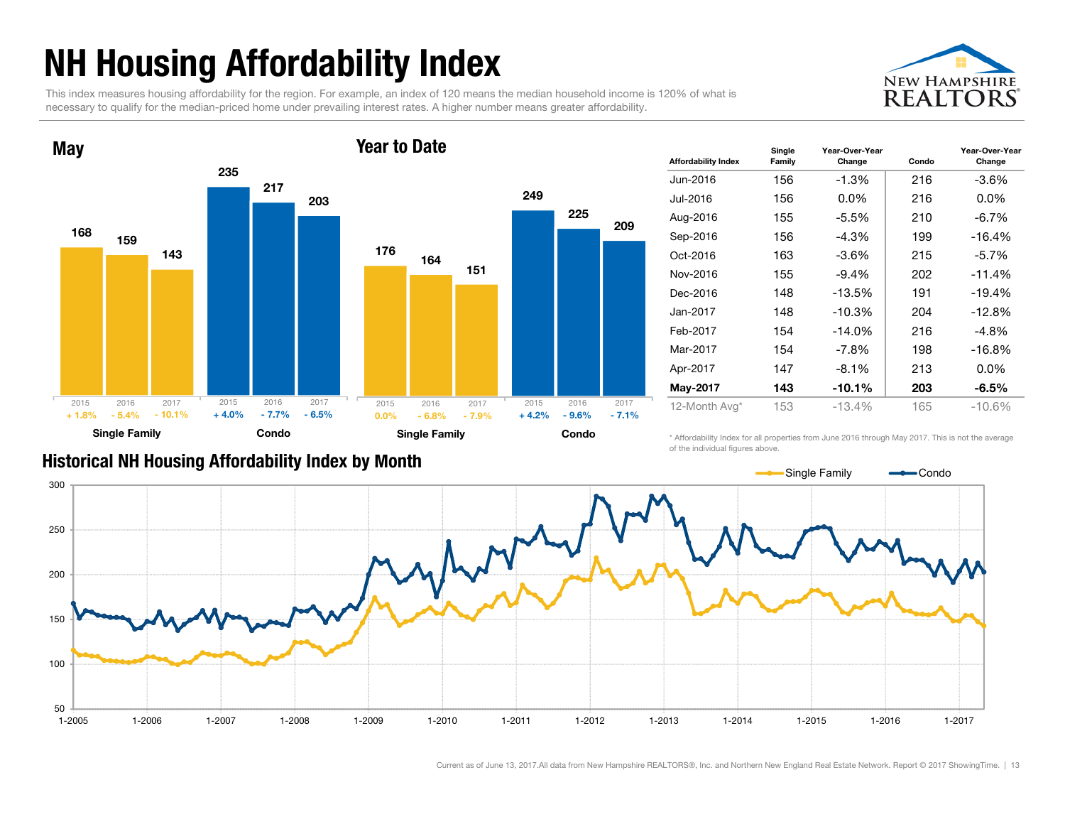# NH Housing Affordability Index

This index measures housing affordability for the region. For example, an index of 120 means the median household income is 120% of what is necessary to qualify for the median-priced home under prevailing interest rates. A higher number means greater affordability.

## May

| | 2015 | 2016 | 2017 |
|---|---|---|---|
| Single Family | 168 | 159 | 143 |
| Change | + 1.8% | - 5.4% | - 10.1% |
| Condo | 235 | 217 | 203 |
| Change | + 4.0% | - 7.7% | - 6.5% |

## Year to Date

| | 2015 | 2016 | 2017 |
|---|---|---|---|
| Single Family | 176 | 164 | 151 |
| Change | 0.0% | - 6.8% | - 7.9% |
| Condo | 249 | 225 | 209 |
| Change | + 4.2% | - 9.6% | - 7.1% |

| Affordability Index | Single Family | Year-Over-Year Change | Condo | Year-Over-Year Change |
|---|---|---|---|---|
| Jun-2016 | 156 | -1.3% | 216 | -3.6% |
| Jul-2016 | 156 | 0.0% | 216 | 0.0% |
| Aug-2016 | 155 | -5.5% | 210 | -6.7% |
| Sep-2016 | 156 | -4.3% | 199 | -16.4% |
| Oct-2016 | 163 | -3.6% | 215 | -5.7% |
| Nov-2016 | 155 | -9.4% | 202 | -11.4% |
| Dec-2016 | 148 | -13.5% | 191 | -19.4% |
| Jan-2017 | 148 | -10.3% | 204 | -12.8% |
| Feb-2017 | 154 | -14.0% | 216 | -4.8% |
| Mar-2017 | 154 | -7.8% | 198 | -16.8% |
| Apr-2017 | 147 | -8.1% | 213 | 0.0% |
| **May-2017** | **143** | **-10.1%** | **203** | **-6.5%** |
| 12-Month Avg* | 153 | -13.4% | 165 | -10.6% |

\* Affordability Index for all properties from June 2016 through May 2017. This is not the average of the individual figures above.

## Historical NH Housing Affordability Index by Month

Single Family — Condo

Current as of June 13, 2017. All data from New Hampshire REALTORS®, Inc. and Northern New England Real Estate Network. Report © 2017 ShowingTime.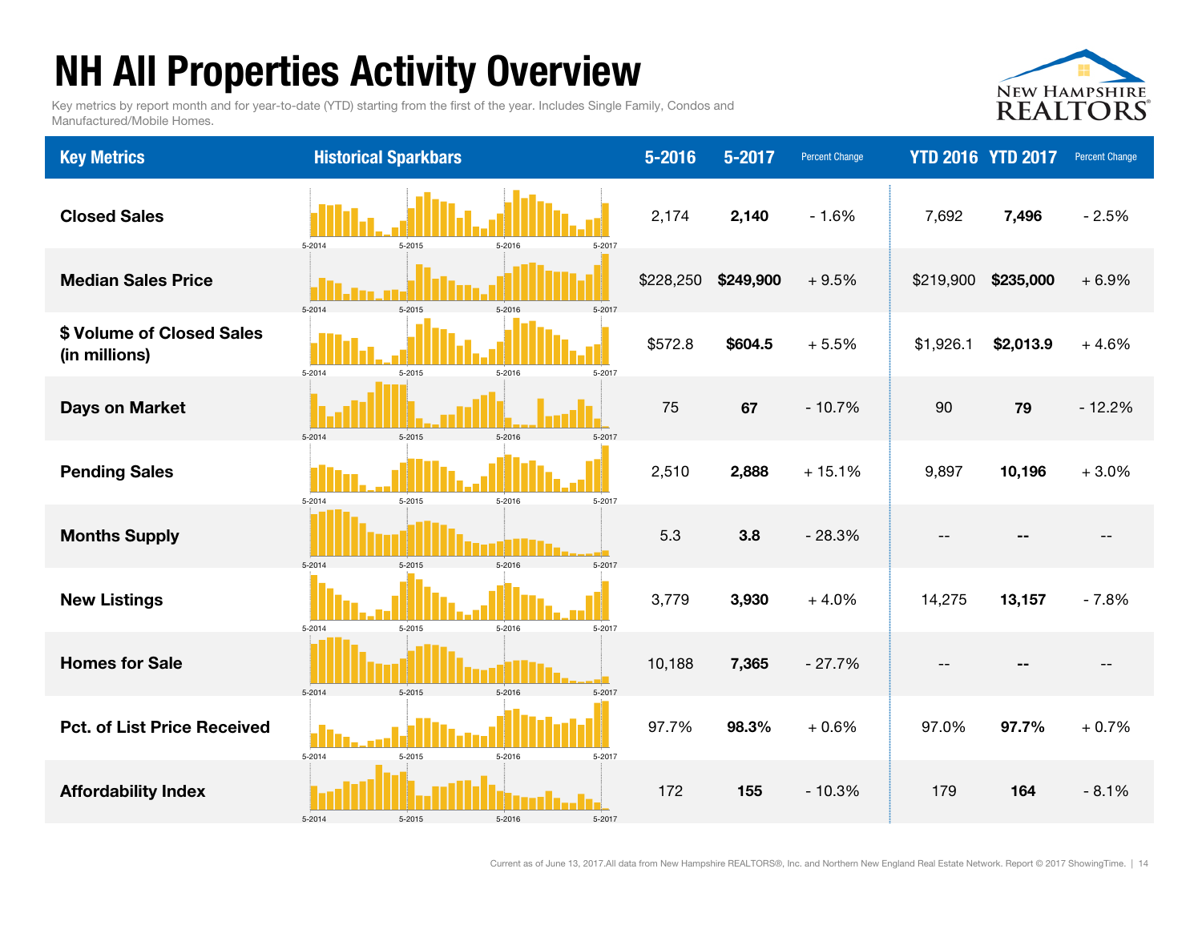# NH All Properties Activity Overview

Key metrics by report month and for year-to-date (YTD) starting from the first of the year. Includes Single Family, Condos and Manufactured/Mobile Homes.

| Key Metrics | Historical Sparkbars | 5-2016 | 5-2017 | Percent Change | YTD 2016 | YTD 2017 | Percent Change |
|---|---|---|---|---|---|---|---|
| Closed Sales | 5-2014 5-2015 5-2016 5-2017 | 2,174 | **2,140** | - 1.6% | 7,692 | **7,496** | - 2.5% |
| Median Sales Price | 5-2014 5-2015 5-2016 5-2017 | $228,250 | **$249,900** | + 9.5% | $219,900 | **$235,000** | + 6.9% |
| $ Volume of Closed Sales (in millions) | 5-2014 5-2015 5-2016 5-2017 | $572.8 | **$604.5** | + 5.5% | $1,926.1 | **$2,013.9** | + 4.6% |
| Days on Market | 5-2014 5-2015 5-2016 5-2017 | 75 | **67** | - 10.7% | 90 | **79** | - 12.2% |
| Pending Sales | 5-2014 5-2015 5-2016 5-2017 | 2,510 | **2,888** | + 15.1% | 9,897 | **10,196** | + 3.0% |
| Months Supply | 5-2014 5-2015 5-2016 5-2017 | 5.3 | **3.8** | - 28.3% | -- | **--** | -- |
| New Listings | 5-2014 5-2015 5-2016 5-2017 | 3,779 | **3,930** | + 4.0% | 14,275 | **13,157** | - 7.8% |
| Homes for Sale | 5-2014 5-2015 5-2016 5-2017 | 10,188 | **7,365** | - 27.7% | -- | **--** | -- |
| Pct. of List Price Received | 5-2014 5-2015 5-2016 5-2017 | 97.7% | **98.3%** | + 0.6% | 97.0% | **97.7%** | + 0.7% |
| Affordability Index | 5-2014 5-2015 5-2016 5-2017 | 172 | **155** | - 10.3% | 179 | **164** | - 8.1% |

Current as of June 13, 2017.All data from New Hampshire REALTORS®, Inc. and Northern New England Real Estate Network. Report © 2017 ShowingTime.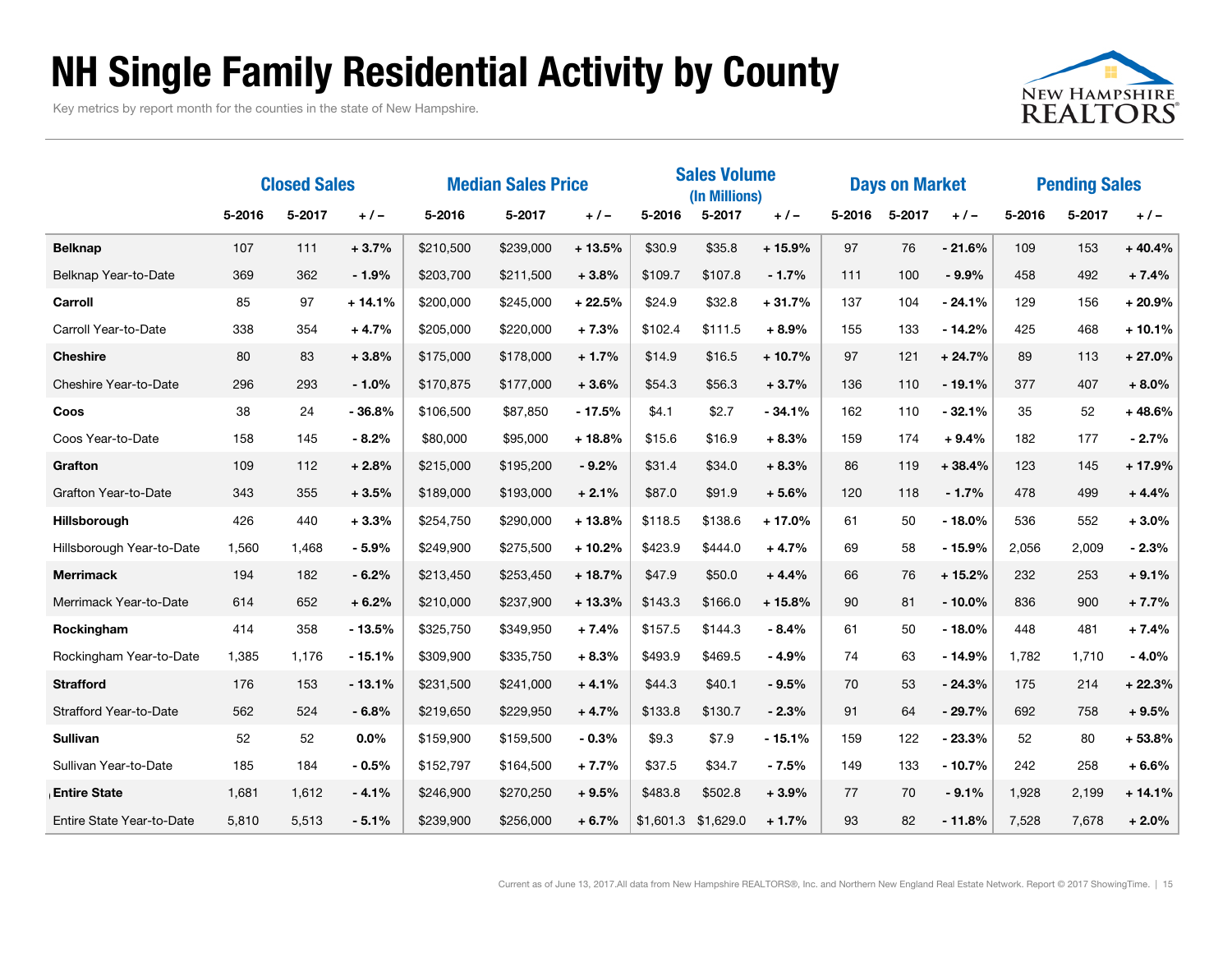# NH Single Family Residential Activity by County

Key metrics by report month for the counties in the state of New Hampshire.

| | Closed Sales | | | Median Sales Price | | | Sales Volume (In Millions) | | | Days on Market | | | Pending Sales | | |
|---|---|---|---|---|---|---|---|---|---|---|---|---|---|---|---|
| | 5-2016 | 5-2017 | + / – | 5-2016 | 5-2017 | + / – | 5-2016 | 5-2017 | + / – | 5-2016 | 5-2017 | + / – | 5-2016 | 5-2017 | + / – |
| **Belknap** | 107 | 111 | + 3.7% | $210,500 | $239,000 | + 13.5% | $30.9 | $35.8 | + 15.9% | 97 | 76 | - 21.6% | 109 | 153 | + 40.4% |
| Belknap Year-to-Date | 369 | 362 | - 1.9% | $203,700 | $211,500 | + 3.8% | $109.7 | $107.8 | - 1.7% | 111 | 100 | - 9.9% | 458 | 492 | + 7.4% |
| **Carroll** | 85 | 97 | + 14.1% | $200,000 | $245,000 | + 22.5% | $24.9 | $32.8 | + 31.7% | 137 | 104 | - 24.1% | 129 | 156 | + 20.9% |
| Carroll Year-to-Date | 338 | 354 | + 4.7% | $205,000 | $220,000 | + 7.3% | $102.4 | $111.5 | + 8.9% | 155 | 133 | - 14.2% | 425 | 468 | + 10.1% |
| **Cheshire** | 80 | 83 | + 3.8% | $175,000 | $178,000 | + 1.7% | $14.9 | $16.5 | + 10.7% | 97 | 121 | + 24.7% | 89 | 113 | + 27.0% |
| Cheshire Year-to-Date | 296 | 293 | - 1.0% | $170,875 | $177,000 | + 3.6% | $54.3 | $56.3 | + 3.7% | 136 | 110 | - 19.1% | 377 | 407 | + 8.0% |
| **Coos** | 38 | 24 | - 36.8% | $106,500 | $87,850 | - 17.5% | $4.1 | $2.7 | - 34.1% | 162 | 110 | - 32.1% | 35 | 52 | + 48.6% |
| Coos Year-to-Date | 158 | 145 | - 8.2% | $80,000 | $95,000 | + 18.8% | $15.6 | $16.9 | + 8.3% | 159 | 174 | + 9.4% | 182 | 177 | - 2.7% |
| **Grafton** | 109 | 112 | + 2.8% | $215,000 | $195,200 | - 9.2% | $31.4 | $34.0 | + 8.3% | 86 | 119 | + 38.4% | 123 | 145 | + 17.9% |
| Grafton Year-to-Date | 343 | 355 | + 3.5% | $189,000 | $193,000 | + 2.1% | $87.0 | $91.9 | + 5.6% | 120 | 118 | - 1.7% | 478 | 499 | + 4.4% |
| **Hillsborough** | 426 | 440 | + 3.3% | $254,750 | $290,000 | + 13.8% | $118.5 | $138.6 | + 17.0% | 61 | 50 | - 18.0% | 536 | 552 | + 3.0% |
| Hillsborough Year-to-Date | 1,560 | 1,468 | - 5.9% | $249,900 | $275,500 | + 10.2% | $423.9 | $444.0 | + 4.7% | 69 | 58 | - 15.9% | 2,056 | 2,009 | - 2.3% |
| **Merrimack** | 194 | 182 | - 6.2% | $213,450 | $253,450 | + 18.7% | $47.9 | $50.0 | + 4.4% | 66 | 76 | + 15.2% | 232 | 253 | + 9.1% |
| Merrimack Year-to-Date | 614 | 652 | + 6.2% | $210,000 | $237,900 | + 13.3% | $143.3 | $166.0 | + 15.8% | 90 | 81 | - 10.0% | 836 | 900 | + 7.7% |
| **Rockingham** | 414 | 358 | - 13.5% | $325,750 | $349,950 | + 7.4% | $157.5 | $144.3 | - 8.4% | 61 | 50 | - 18.0% | 448 | 481 | + 7.4% |
| Rockingham Year-to-Date | 1,385 | 1,176 | - 15.1% | $309,900 | $335,750 | + 8.3% | $493.9 | $469.5 | - 4.9% | 74 | 63 | - 14.9% | 1,782 | 1,710 | - 4.0% |
| **Strafford** | 176 | 153 | - 13.1% | $231,500 | $241,000 | + 4.1% | $44.3 | $40.1 | - 9.5% | 70 | 53 | - 24.3% | 175 | 214 | + 22.3% |
| Strafford Year-to-Date | 562 | 524 | - 6.8% | $219,650 | $229,950 | + 4.7% | $133.8 | $130.7 | - 2.3% | 91 | 64 | - 29.7% | 692 | 758 | + 9.5% |
| **Sullivan** | 52 | 52 | 0.0% | $159,900 | $159,500 | - 0.3% | $9.3 | $7.9 | - 15.1% | 159 | 122 | - 23.3% | 52 | 80 | + 53.8% |
| Sullivan Year-to-Date | 185 | 184 | - 0.5% | $152,797 | $164,500 | + 7.7% | $37.5 | $34.7 | - 7.5% | 149 | 133 | - 10.7% | 242 | 258 | + 6.6% |
| **Entire State** | 1,681 | 1,612 | - 4.1% | $246,900 | $270,250 | + 9.5% | $483.8 | $502.8 | + 3.9% | 77 | 70 | - 9.1% | 1,928 | 2,199 | + 14.1% |
| Entire State Year-to-Date | 5,810 | 5,513 | - 5.1% | $239,900 | $256,000 | + 6.7% | $1,601.3 | $1,629.0 | + 1.7% | 93 | 82 | - 11.8% | 7,528 | 7,678 | + 2.0% |

Current as of June 13, 2017.All data from New Hampshire REALTORS®, Inc. and Northern New England Real Estate Network. Report © 2017 ShowingTime.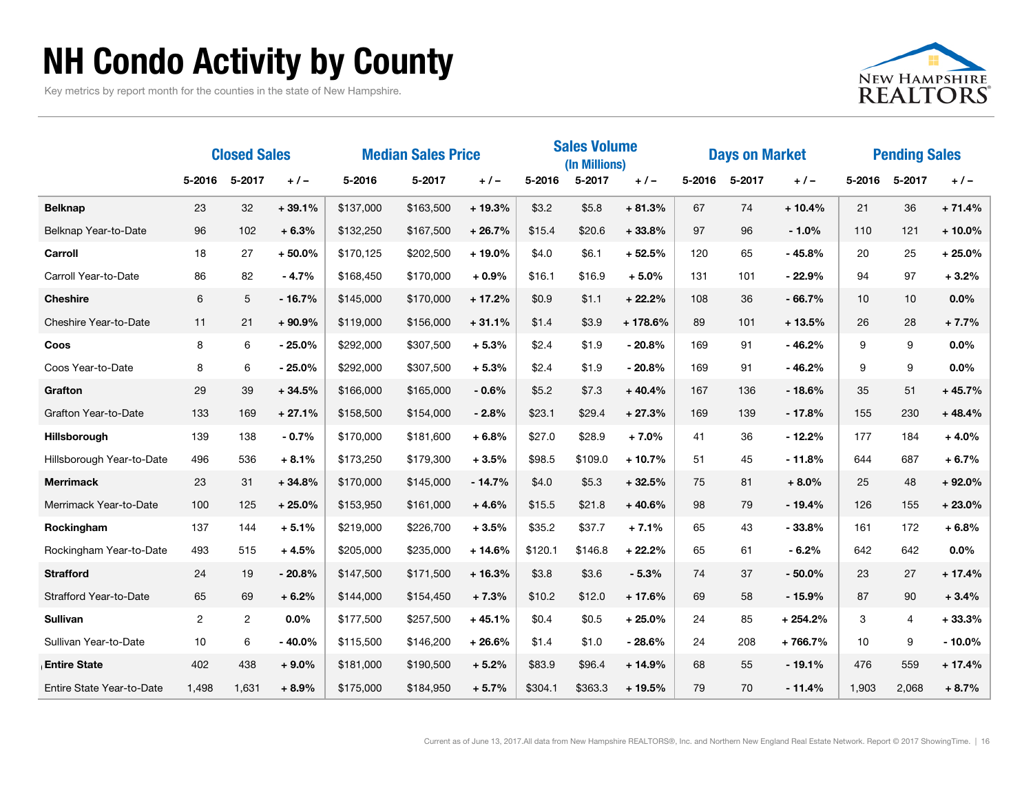# NH Condo Activity by County

Key metrics by report month for the counties in the state of New Hampshire.

| | Closed Sales | | | Median Sales Price | | | Sales Volume (In Millions) | | | Days on Market | | | Pending Sales | | |
|---|---|---|---|---|---|---|---|---|---|---|---|---|---|---|---|
| | 5-2016 | 5-2017 | + / – | 5-2016 | 5-2017 | + / – | 5-2016 | 5-2017 | + / – | 5-2016 | 5-2017 | + / – | 5-2016 | 5-2017 | + / – |
| **Belknap** | 23 | 32 | + 39.1% | $137,000 | $163,500 | + 19.3% | $3.2 | $5.8 | + 81.3% | 67 | 74 | + 10.4% | 21 | 36 | + 71.4% |
| Belknap Year-to-Date | 96 | 102 | + 6.3% | $132,250 | $167,500 | + 26.7% | $15.4 | $20.6 | + 33.8% | 97 | 96 | - 1.0% | 110 | 121 | + 10.0% |
| **Carroll** | 18 | 27 | + 50.0% | $170,125 | $202,500 | + 19.0% | $4.0 | $6.1 | + 52.5% | 120 | 65 | - 45.8% | 20 | 25 | + 25.0% |
| Carroll Year-to-Date | 86 | 82 | - 4.7% | $168,450 | $170,000 | + 0.9% | $16.1 | $16.9 | + 5.0% | 131 | 101 | - 22.9% | 94 | 97 | + 3.2% |
| **Cheshire** | 6 | 5 | - 16.7% | $145,000 | $170,000 | + 17.2% | $0.9 | $1.1 | + 22.2% | 108 | 36 | - 66.7% | 10 | 10 | 0.0% |
| Cheshire Year-to-Date | 11 | 21 | + 90.9% | $119,000 | $156,000 | + 31.1% | $1.4 | $3.9 | + 178.6% | 89 | 101 | + 13.5% | 26 | 28 | + 7.7% |
| **Coos** | 8 | 6 | - 25.0% | $292,000 | $307,500 | + 5.3% | $2.4 | $1.9 | - 20.8% | 169 | 91 | - 46.2% | 9 | 9 | 0.0% |
| Coos Year-to-Date | 8 | 6 | - 25.0% | $292,000 | $307,500 | + 5.3% | $2.4 | $1.9 | - 20.8% | 169 | 91 | - 46.2% | 9 | 9 | 0.0% |
| **Grafton** | 29 | 39 | + 34.5% | $166,000 | $165,000 | - 0.6% | $5.2 | $7.3 | + 40.4% | 167 | 136 | - 18.6% | 35 | 51 | + 45.7% |
| Grafton Year-to-Date | 133 | 169 | + 27.1% | $158,500 | $154,000 | - 2.8% | $23.1 | $29.4 | + 27.3% | 169 | 139 | - 17.8% | 155 | 230 | + 48.4% |
| **Hillsborough** | 139 | 138 | - 0.7% | $170,000 | $181,600 | + 6.8% | $27.0 | $28.9 | + 7.0% | 41 | 36 | - 12.2% | 177 | 184 | + 4.0% |
| Hillsborough Year-to-Date | 496 | 536 | + 8.1% | $173,250 | $179,300 | + 3.5% | $98.5 | $109.0 | + 10.7% | 51 | 45 | - 11.8% | 644 | 687 | + 6.7% |
| **Merrimack** | 23 | 31 | + 34.8% | $170,000 | $145,000 | - 14.7% | $4.0 | $5.3 | + 32.5% | 75 | 81 | + 8.0% | 25 | 48 | + 92.0% |
| Merrimack Year-to-Date | 100 | 125 | + 25.0% | $153,950 | $161,000 | + 4.6% | $15.5 | $21.8 | + 40.6% | 98 | 79 | - 19.4% | 126 | 155 | + 23.0% |
| **Rockingham** | 137 | 144 | + 5.1% | $219,000 | $226,700 | + 3.5% | $35.2 | $37.7 | + 7.1% | 65 | 43 | - 33.8% | 161 | 172 | + 6.8% |
| Rockingham Year-to-Date | 493 | 515 | + 4.5% | $205,000 | $235,000 | + 14.6% | $120.1 | $146.8 | + 22.2% | 65 | 61 | - 6.2% | 642 | 642 | 0.0% |
| **Strafford** | 24 | 19 | - 20.8% | $147,500 | $171,500 | + 16.3% | $3.8 | $3.6 | - 5.3% | 74 | 37 | - 50.0% | 23 | 27 | + 17.4% |
| Strafford Year-to-Date | 65 | 69 | + 6.2% | $144,000 | $154,450 | + 7.3% | $10.2 | $12.0 | + 17.6% | 69 | 58 | - 15.9% | 87 | 90 | + 3.4% |
| **Sullivan** | 2 | 2 | 0.0% | $177,500 | $257,500 | + 45.1% | $0.4 | $0.5 | + 25.0% | 24 | 85 | + 254.2% | 3 | 4 | + 33.3% |
| Sullivan Year-to-Date | 10 | 6 | - 40.0% | $115,500 | $146,200 | + 26.6% | $1.4 | $1.0 | - 28.6% | 24 | 208 | + 766.7% | 10 | 9 | - 10.0% |
| **Entire State** | 402 | 438 | + 9.0% | $181,000 | $190,500 | + 5.2% | $83.9 | $96.4 | + 14.9% | 68 | 55 | - 19.1% | 476 | 559 | + 17.4% |
| Entire State Year-to-Date | 1,498 | 1,631 | + 8.9% | $175,000 | $184,950 | + 5.7% | $304.1 | $363.3 | + 19.5% | 79 | 70 | - 11.4% | 1,903 | 2,068 | + 8.7% |

Current as of June 13, 2017.All data from New Hampshire REALTORS®, Inc. and Northern New England Real Estate Network. Report © 2017 ShowingTime.